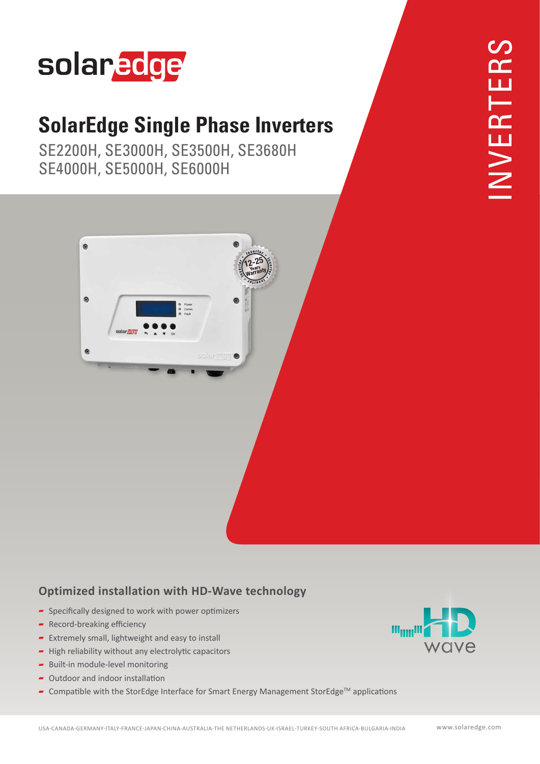# SolarEdge Single Phase Inverters

SE2200H, SE3000H, SE3500H, SE3680H
SE4000H, SE5000H, SE6000H

INVERTERS

## Optimized installation with HD-Wave technology

- Specifically designed to work with power optimizers
- Record-breaking efficiency
- Extremely small, lightweight and easy to install
- High reliability without any electrolytic capacitors
- Built-in module-level monitoring
- Outdoor and indoor installation
- Compatible with the StorEdge Interface for Smart Energy Management StorEdge™ applications

USA-CANADA-GERMANY-ITALY-FRANCE-JAPAN-CHINA-AUSTRALIA-THE NETHERLANDS-UK-ISRAEL-TURKEY-SOUTH AFRICA-BULGARIA-INDIA

www.solaredge.com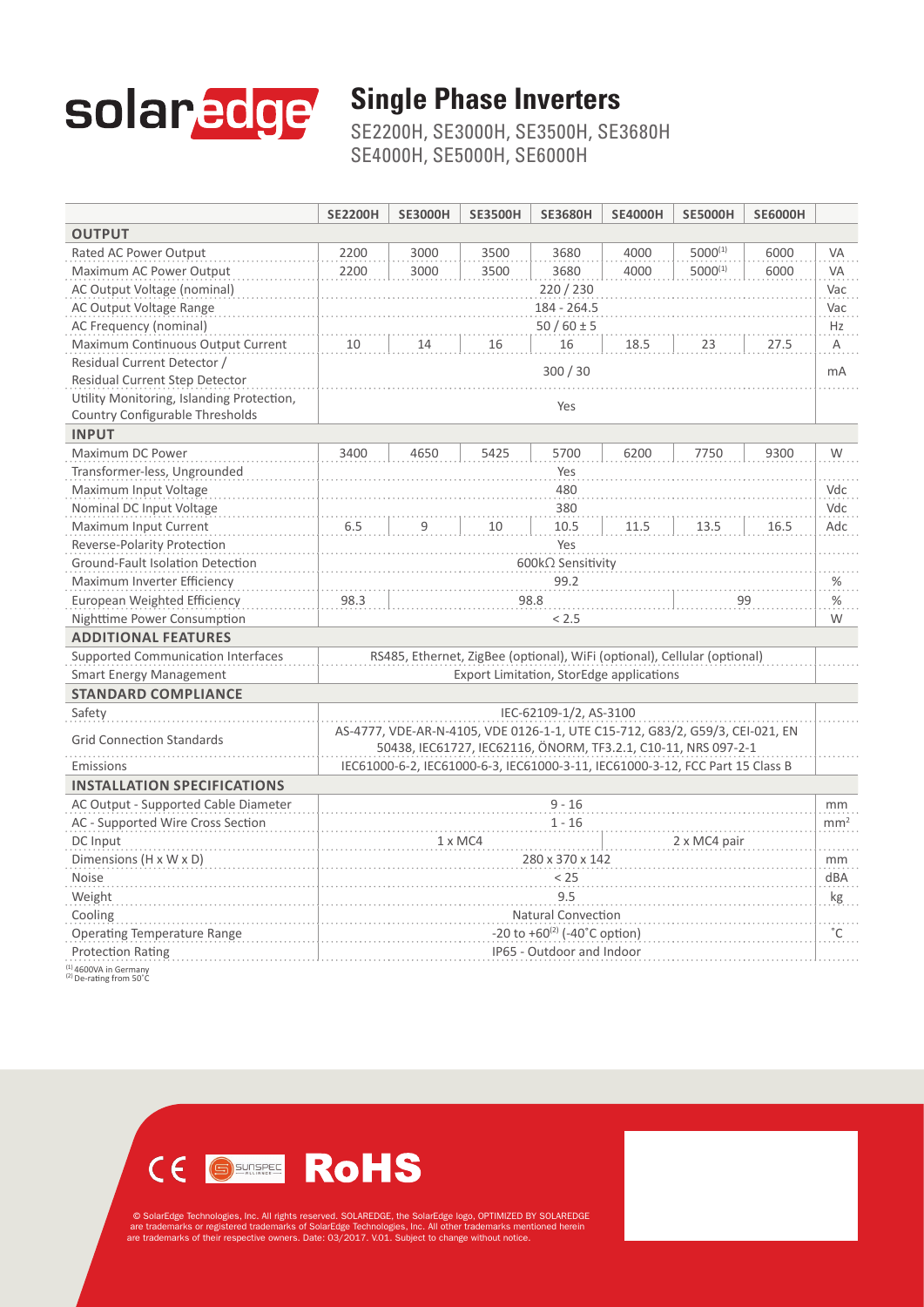# Single Phase Inverters

SE2200H, SE3000H, SE3500H, SE3680H
SE4000H, SE5000H, SE6000H

| | SE2200H | SE3000H | SE3500H | SE3680H | SE4000H | SE5000H | SE6000H | |
|---|---|---|---|---|---|---|---|---|
| **OUTPUT** | | | | | | | | |
| Rated AC Power Output | 2200 | 3000 | 3500 | 3680 | 4000 | 5000[1] | 6000 | VA |
| Maximum AC Power Output | 2200 | 3000 | 3500 | 3680 | 4000 | 5000[1] | 6000 | VA |
| AC Output Voltage (nominal) | 220 / 230 | | | | | | | Vac |
| AC Output Voltage Range | 184 - 264.5 | | | | | | | Vac |
| AC Frequency (nominal) | 50 / 60 ± 5 | | | | | | | Hz |
| Maximum Continuous Output Current | 10 | 14 | 16 | 16 | 18.5 | 23 | 27.5 | A |
| Residual Current Detector / Residual Current Step Detector | 300 / 30 | | | | | | | mA |
| Utility Monitoring, Islanding Protection, Country Configurable Thresholds | Yes | | | | | | | |
| **INPUT** | | | | | | | | |
| Maximum DC Power | 3400 | 4650 | 5425 | 5700 | 6200 | 7750 | 9300 | W |
| Transformer-less, Ungrounded | Yes | | | | | | | |
| Maximum Input Voltage | 480 | | | | | | | Vdc |
| Nominal DC Input Voltage | 380 | | | | | | | Vdc |
| Maximum Input Current | 6.5 | 9 | 10 | 10.5 | 11.5 | 13.5 | 16.5 | Adc |
| Reverse-Polarity Protection | Yes | | | | | | | |
| Ground-Fault Isolation Detection | 600kΩ Sensitivity | | | | | | | |
| Maximum Inverter Efficiency | 99.2 | | | | | | | % |
| European Weighted Efficiency | 98.3 | 98.8 | | | | 99 | | % |
| Nighttime Power Consumption | < 2.5 | | | | | | | W |
| **ADDITIONAL FEATURES** | | | | | | | | |
| Supported Communication Interfaces | RS485, Ethernet, ZigBee (optional), WiFi (optional), Cellular (optional) | | | | | | | |
| Smart Energy Management | Export Limitation, StorEdge applications | | | | | | | |
| **STANDARD COMPLIANCE** | | | | | | | | |
| Safety | IEC-62109-1/2, AS-3100 | | | | | | | |
| Grid Connection Standards | AS-4777, VDE-AR-N-4105, VDE 0126-1-1, UTE C15-712, G83/2, G59/3, CEI-021, EN 50438, IEC61727, IEC62116, ÖNORM, TF3.2.1, C10-11, NRS 097-2-1 | | | | | | | |
| Emissions | IEC61000-6-2, IEC61000-6-3, IEC61000-3-11, IEC61000-3-12, FCC Part 15 Class B | | | | | | | |
| **INSTALLATION SPECIFICATIONS** | | | | | | | | |
| AC Output - Supported Cable Diameter | 9 - 16 | | | | | | | mm |
| AC - Supported Wire Cross Section | 1 - 16 | | | | | | | mm² |
| DC Input | 1 x MC4 | | | | 2 x MC4 pair | | | |
| Dimensions (H x W x D) | 280 x 370 x 142 | | | | | | | mm |
| Noise | < 25 | | | | | | | dBA |
| Weight | 9.5 | | | | | | | kg |
| Cooling | Natural Convection | | | | | | | |
| Operating Temperature Range | -20 to +60[2] (-40˚C option) | | | | | | | ˚C |
| Protection Rating | IP65 - Outdoor and Indoor | | | | | | | |

[1] 4600VA in Germany
[2] De-rating from 50˚C

CE SunSpec RoHS

© SolarEdge Technologies, Inc. All rights reserved. SOLAREDGE, the SolarEdge logo, OPTIMIZED BY SOLAREDGE are trademarks or registered trademarks of SolarEdge Technologies, Inc. All other trademarks mentioned herein are trademarks of their respective owners. Date: 03/2017. V.01. Subject to change without notice.